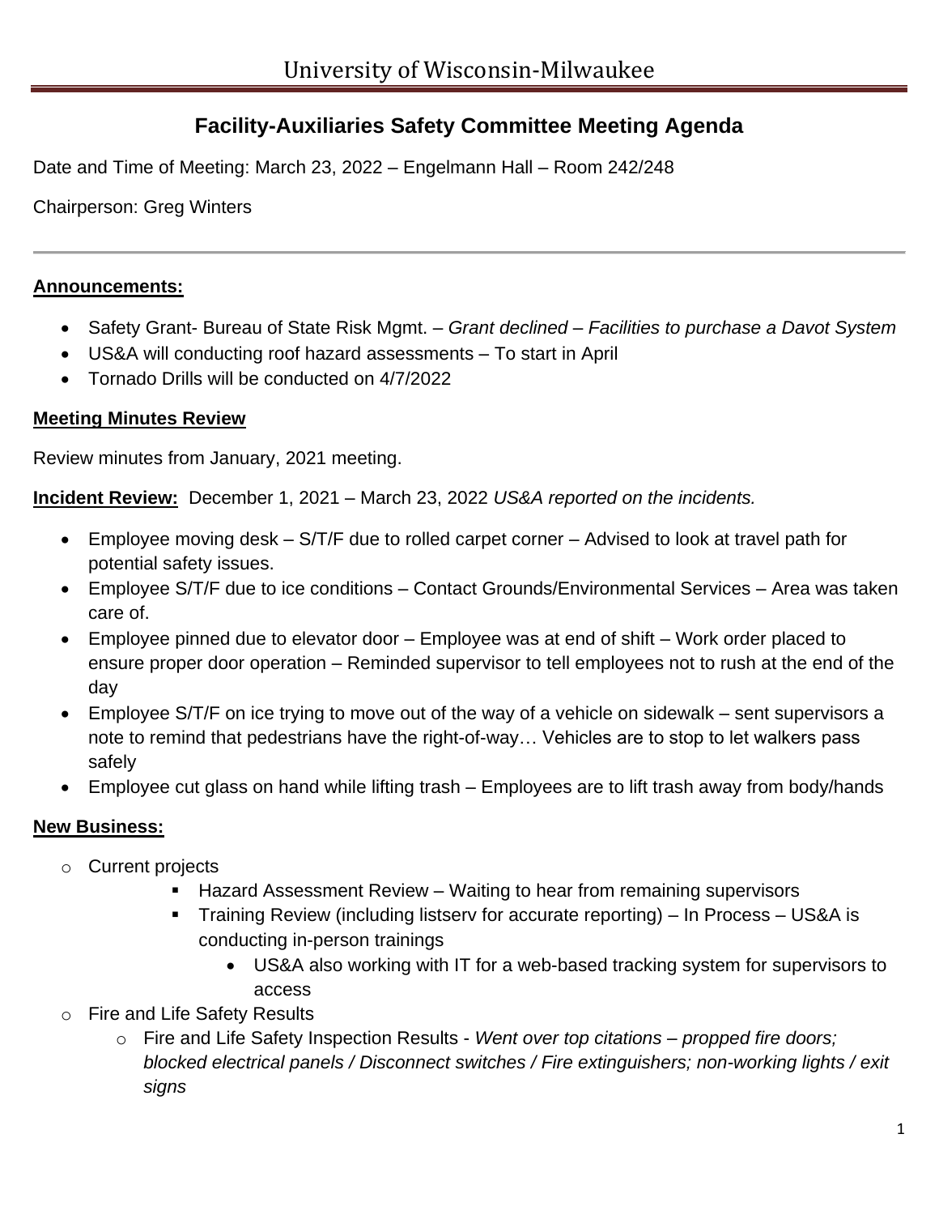# University of Wisconsin-Milwaukee

## Facility-Auxiliaries Safety Committee Meeting Agenda

Date and Time of Meeting: March 23, 2022 – Engelmann Hall – Room 242/248

Chairperson: Greg Winters

---

**Announcements:**

- Safety Grant- Bureau of State Risk Mgmt. – *Grant declined – Facilities to purchase a Davot System*
- US&A will conducting roof hazard assessments – To start in April
- Tornado Drills will be conducted on 4/7/2022

**Meeting Minutes Review**

Review minutes from January, 2021 meeting.

**Incident Review:** December 1, 2021 – March 23, 2022 *US&A reported on the incidents.*

- Employee moving desk – S/T/F due to rolled carpet corner – Advised to look at travel path for potential safety issues.
- Employee S/T/F due to ice conditions – Contact Grounds/Environmental Services – Area was taken care of.
- Employee pinned due to elevator door – Employee was at end of shift – Work order placed to ensure proper door operation – Reminded supervisor to tell employees not to rush at the end of the day
- Employee S/T/F on ice trying to move out of the way of a vehicle on sidewalk – sent supervisors a note to remind that pedestrians have the right-of-way… Vehicles are to stop to let walkers pass safely
- Employee cut glass on hand while lifting trash – Employees are to lift trash away from body/hands

**New Business:**

- Current projects
  - Hazard Assessment Review – Waiting to hear from remaining supervisors
  - Training Review (including listserv for accurate reporting) – In Process – US&A is conducting in-person trainings
    - US&A also working with IT for a web-based tracking system for supervisors to access
- Fire and Life Safety Results
  - Fire and Life Safety Inspection Results - *Went over top citations – propped fire doors; blocked electrical panels / Disconnect switches / Fire extinguishers; non-working lights / exit signs*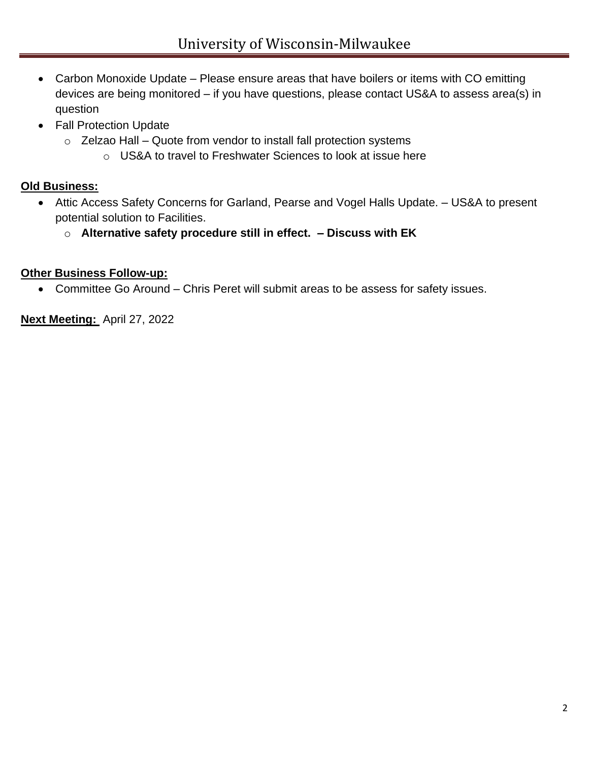- Carbon Monoxide Update – Please ensure areas that have boilers or items with CO emitting devices are being monitored – if you have questions, please contact US&A to assess area(s) in question
- Fall Protection Update
    - Zelzao Hall – Quote from vendor to install fall protection systems
        - US&A to travel to Freshwater Sciences to look at issue here

**Old Business:**

- Attic Access Safety Concerns for Garland, Pearse and Vogel Halls Update. – US&A to present potential solution to Facilities.
    - **Alternative safety procedure still in effect. – Discuss with EK**

**Other Business Follow-up:**

- Committee Go Around – Chris Peret will submit areas to be assess for safety issues.

**Next Meeting:** April 27, 2022